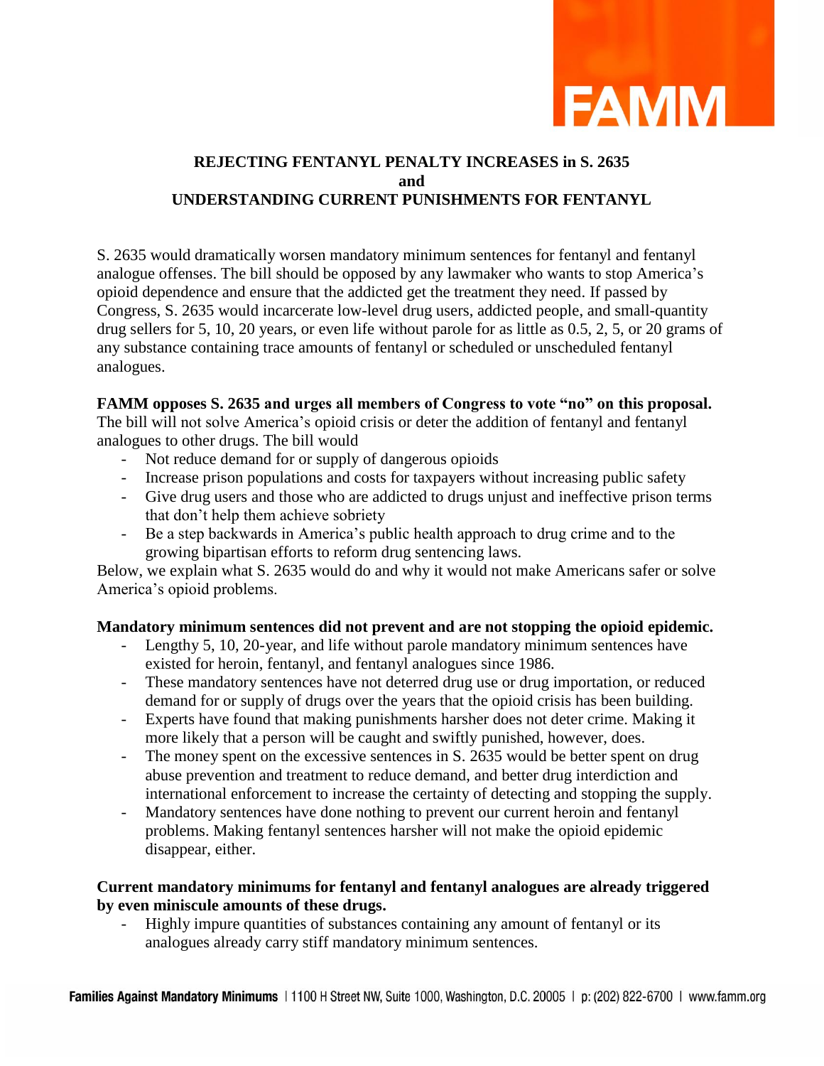FAMM

# REJECTING FENTANYL PENALTY INCREASES in S. 2635 and UNDERSTANDING CURRENT PUNISHMENTS FOR FENTANYL

S. 2635 would dramatically worsen mandatory minimum sentences for fentanyl and fentanyl analogue offenses. The bill should be opposed by any lawmaker who wants to stop America's opioid dependence and ensure that the addicted get the treatment they need. If passed by Congress, S. 2635 would incarcerate low-level drug users, addicted people, and small-quantity drug sellers for 5, 10, 20 years, or even life without parole for as little as 0.5, 2, 5, or 20 grams of any substance containing trace amounts of fentanyl or scheduled or unscheduled fentanyl analogues.

**FAMM opposes S. 2635 and urges all members of Congress to vote "no" on this proposal.** The bill will not solve America's opioid crisis or deter the addition of fentanyl and fentanyl analogues to other drugs. The bill would

- Not reduce demand for or supply of dangerous opioids
- Increase prison populations and costs for taxpayers without increasing public safety
- Give drug users and those who are addicted to drugs unjust and ineffective prison terms that don't help them achieve sobriety
- Be a step backwards in America's public health approach to drug crime and to the growing bipartisan efforts to reform drug sentencing laws.

Below, we explain what S. 2635 would do and why it would not make Americans safer or solve America's opioid problems.

**Mandatory minimum sentences did not prevent and are not stopping the opioid epidemic.**

- Lengthy 5, 10, 20-year, and life without parole mandatory minimum sentences have existed for heroin, fentanyl, and fentanyl analogues since 1986.
- These mandatory sentences have not deterred drug use or drug importation, or reduced demand for or supply of drugs over the years that the opioid crisis has been building.
- Experts have found that making punishments harsher does not deter crime. Making it more likely that a person will be caught and swiftly punished, however, does.
- The money spent on the excessive sentences in S. 2635 would be better spent on drug abuse prevention and treatment to reduce demand, and better drug interdiction and international enforcement to increase the certainty of detecting and stopping the supply.
- Mandatory sentences have done nothing to prevent our current heroin and fentanyl problems. Making fentanyl sentences harsher will not make the opioid epidemic disappear, either.

**Current mandatory minimums for fentanyl and fentanyl analogues are already triggered by even miniscule amounts of these drugs.**

- Highly impure quantities of substances containing any amount of fentanyl or its analogues already carry stiff mandatory minimum sentences.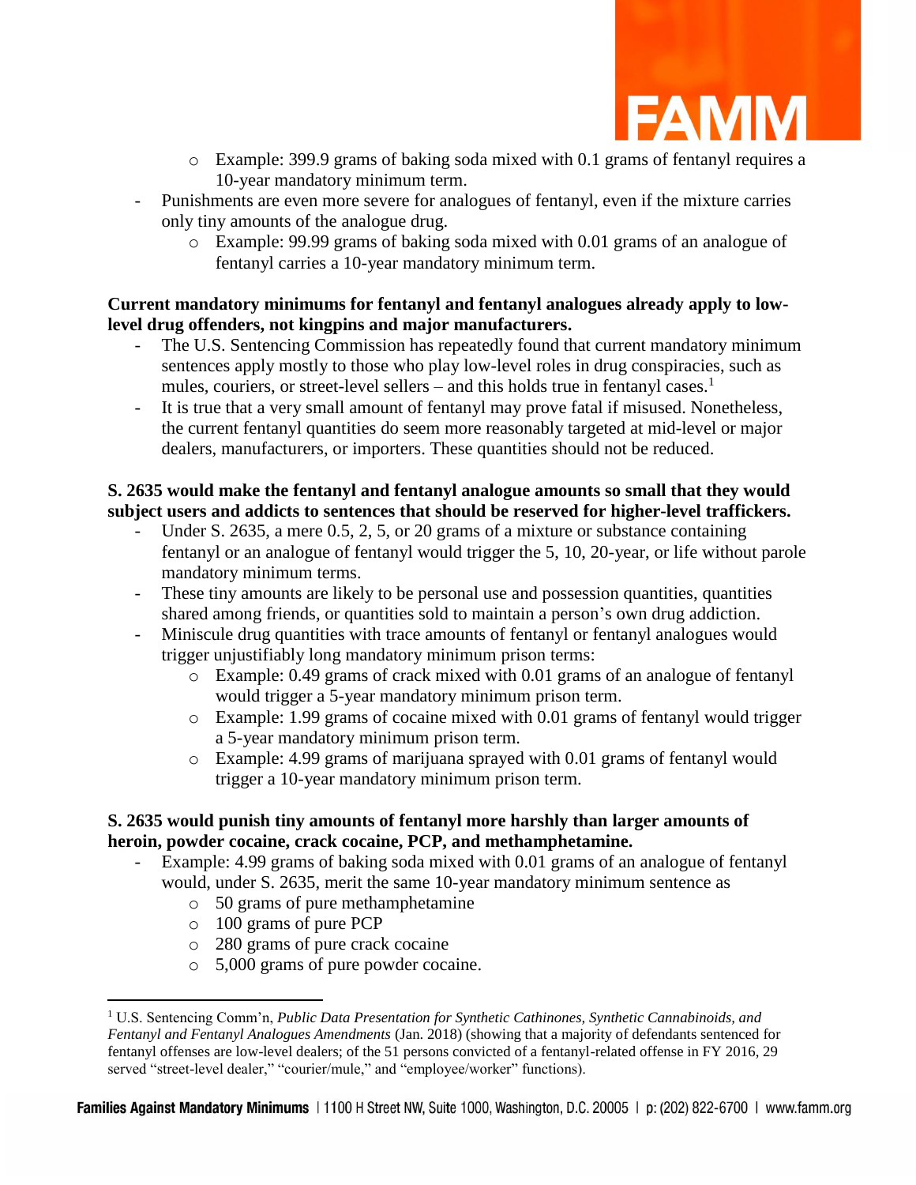- Example: 399.9 grams of baking soda mixed with 0.1 grams of fentanyl requires a 10-year mandatory minimum term.
- Punishments are even more severe for analogues of fentanyl, even if the mixture carries only tiny amounts of the analogue drug.
  - Example: 99.99 grams of baking soda mixed with 0.01 grams of an analogue of fentanyl carries a 10-year mandatory minimum term.

**Current mandatory minimums for fentanyl and fentanyl analogues already apply to low-level drug offenders, not kingpins and major manufacturers.**

- The U.S. Sentencing Commission has repeatedly found that current mandatory minimum sentences apply mostly to those who play low-level roles in drug conspiracies, such as mules, couriers, or street-level sellers – and this holds true in fentanyl cases.[1]
- It is true that a very small amount of fentanyl may prove fatal if misused. Nonetheless, the current fentanyl quantities do seem more reasonably targeted at mid-level or major dealers, manufacturers, or importers. These quantities should not be reduced.

**S. 2635 would make the fentanyl and fentanyl analogue amounts so small that they would subject users and addicts to sentences that should be reserved for higher-level traffickers.**

- Under S. 2635, a mere 0.5, 2, 5, or 20 grams of a mixture or substance containing fentanyl or an analogue of fentanyl would trigger the 5, 10, 20-year, or life without parole mandatory minimum terms.
- These tiny amounts are likely to be personal use and possession quantities, quantities shared among friends, or quantities sold to maintain a person's own drug addiction.
- Miniscule drug quantities with trace amounts of fentanyl or fentanyl analogues would trigger unjustifiably long mandatory minimum prison terms:
  - Example: 0.49 grams of crack mixed with 0.01 grams of an analogue of fentanyl would trigger a 5-year mandatory minimum prison term.
  - Example: 1.99 grams of cocaine mixed with 0.01 grams of fentanyl would trigger a 5-year mandatory minimum prison term.
  - Example: 4.99 grams of marijuana sprayed with 0.01 grams of fentanyl would trigger a 10-year mandatory minimum prison term.

**S. 2635 would punish tiny amounts of fentanyl more harshly than larger amounts of heroin, powder cocaine, crack cocaine, PCP, and methamphetamine.**

- Example: 4.99 grams of baking soda mixed with 0.01 grams of an analogue of fentanyl would, under S. 2635, merit the same 10-year mandatory minimum sentence as
  - 50 grams of pure methamphetamine
  - 100 grams of pure PCP
  - 280 grams of pure crack cocaine
  - 5,000 grams of pure powder cocaine.

---

[1] U.S. Sentencing Comm'n, *Public Data Presentation for Synthetic Cathinones, Synthetic Cannabinoids, and Fentanyl and Fentanyl Analogues Amendments* (Jan. 2018) (showing that a majority of defendants sentenced for fentanyl offenses are low-level dealers; of the 51 persons convicted of a fentanyl-related offense in FY 2016, 29 served "street-level dealer," "courier/mule," and "employee/worker" functions).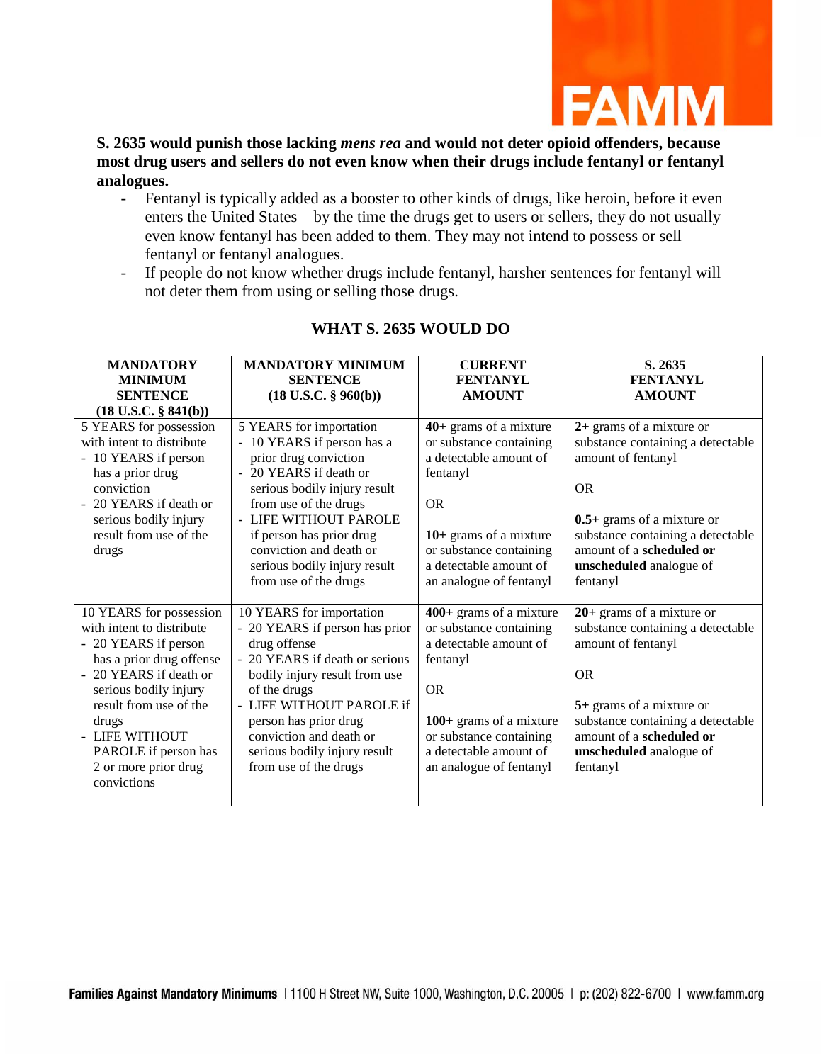**S. 2635 would punish those lacking *mens rea* and would not deter opioid offenders, because most drug users and sellers do not even know when their drugs include fentanyl or fentanyl analogues.**

- Fentanyl is typically added as a booster to other kinds of drugs, like heroin, before it even enters the United States – by the time the drugs get to users or sellers, they do not usually even know fentanyl has been added to them. They may not intend to possess or sell fentanyl or fentanyl analogues.
- If people do not know whether drugs include fentanyl, harsher sentences for fentanyl will not deter them from using or selling those drugs.

## WHAT S. 2635 WOULD DO

| MANDATORY MINIMUM SENTENCE (18 U.S.C. § 841(b)) | MANDATORY MINIMUM SENTENCE (18 U.S.C. § 960(b)) | CURRENT FENTANYL AMOUNT | S. 2635 FENTANYL AMOUNT |
|---|---|---|---|
| 5 YEARS for possession with intent to distribute<br>- 10 YEARS if person has a prior drug conviction<br>- 20 YEARS if death or serious bodily injury result from use of the drugs | 5 YEARS for importation<br>- 10 YEARS if person has a prior drug conviction<br>- 20 YEARS if death or serious bodily injury result from use of the drugs<br>- LIFE WITHOUT PAROLE if person has prior drug conviction and death or serious bodily injury result from use of the drugs | **40+** grams of a mixture or substance containing a detectable amount of fentanyl<br><br>OR<br><br>**10+** grams of a mixture or substance containing a detectable amount of an analogue of fentanyl | **2+** grams of a mixture or substance containing a detectable amount of fentanyl<br><br>OR<br><br>**0.5+** grams of a mixture or substance containing a detectable amount of a **scheduled or unscheduled** analogue of fentanyl |
| 10 YEARS for possession with intent to distribute<br>- 20 YEARS if person has a prior drug offense<br>- 20 YEARS if death or serious bodily injury result from use of the drugs<br>- LIFE WITHOUT PAROLE if person has 2 or more prior drug convictions | 10 YEARS for importation<br>- 20 YEARS if person has prior drug offense<br>- 20 YEARS if death or serious bodily injury result from use of the drugs<br>- LIFE WITHOUT PAROLE if person has prior drug conviction and death or serious bodily injury result from use of the drugs | **400+** grams of a mixture or substance containing a detectable amount of fentanyl<br><br>OR<br><br>**100+** grams of a mixture or substance containing a detectable amount of an analogue of fentanyl | **20+** grams of a mixture or substance containing a detectable amount of fentanyl<br><br>OR<br><br>**5+** grams of a mixture or substance containing a detectable amount of a **scheduled or unscheduled** analogue of fentanyl |